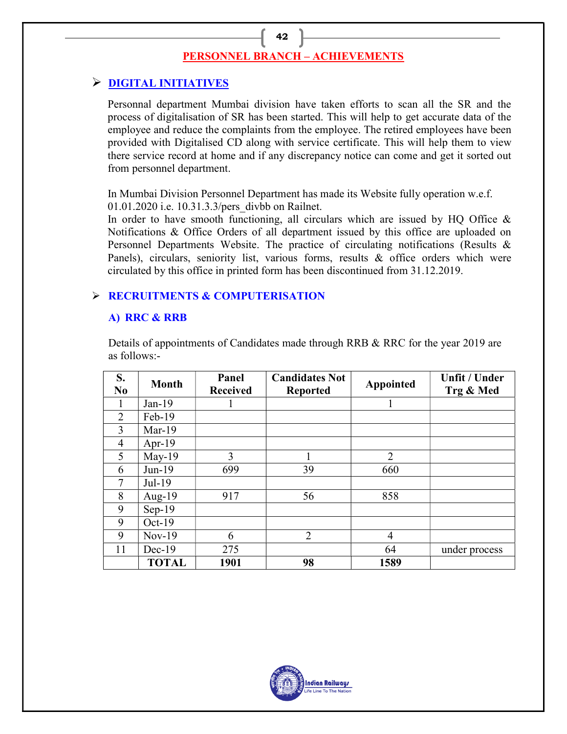# PERSONNEL BRANCH – ACHIEVEMENTS

## ➢ DIGITAL INITIATIVES

Personnal department Mumbai division have taken efforts to scan all the SR and the process of digitalisation of SR has been started. This will help to get accurate data of the employee and reduce the complaints from the employee. The retired employees have been provided with Digitalised CD along with service certificate. This will help them to view there service record at home and if any discrepancy notice can come and get it sorted out from personnel department.

In Mumbai Division Personnel Department has made its Website fully operation w.e.f. 01.01.2020 i.e. 10.31.3.3/pers_divbb on Railnet.
In order to have smooth functioning, all circulars which are issued by HQ Office & Notifications & Office Orders of all department issued by this office are uploaded on Personnel Departments Website. The practice of circulating notifications (Results & Panels), circulars, seniority list, various forms, results & office orders which were circulated by this office in printed form has been discontinued from 31.12.2019.

## ➢ RECRUITMENTS & COMPUTERISATION

### A) RRC & RRB

Details of appointments of Candidates made through RRB & RRC for the year 2019 are as follows:-

| S. No | Month | Panel Received | Candidates Not Reported | Appointed | Unfit / Under Trg & Med |
|---|---|---|---|---|---|
| 1 | Jan-19 | 1 | | 1 | |
| 2 | Feb-19 | | | | |
| 3 | Mar-19 | | | | |
| 4 | Apr-19 | | | | |
| 5 | May-19 | 3 | 1 | 2 | |
| 6 | Jun-19 | 699 | 39 | 660 | |
| 7 | Jul-19 | | | | |
| 8 | Aug-19 | 917 | 56 | 858 | |
| 9 | Sep-19 | | | | |
| 9 | Oct-19 | | | | |
| 9 | Nov-19 | 6 | 2 | 4 | |
| 11 | Dec-19 | 275 | | 64 | under process |
| | **TOTAL** | **1901** | **98** | **1589** | |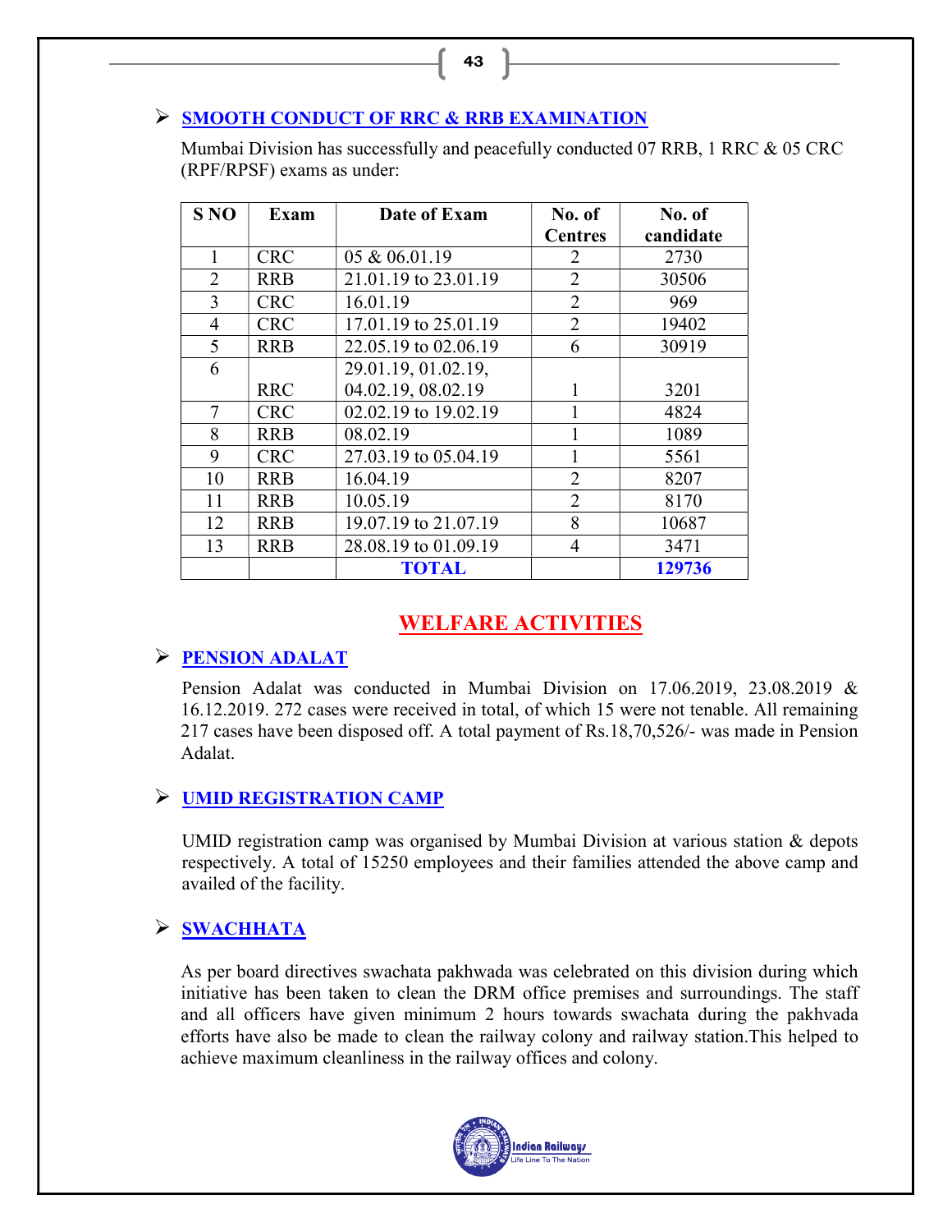## ➢ SMOOTH CONDUCT OF RRC & RRB EXAMINATION

Mumbai Division has successfully and peacefully conducted 07 RRB, 1 RRC & 05 CRC (RPF/RPSF) exams as under:

| S NO | Exam | Date of Exam | No. of Centres | No. of candidate |
|---|---|---|---|---|
| 1 | CRC | 05 & 06.01.19 | 2 | 2730 |
| 2 | RRB | 21.01.19 to 23.01.19 | 2 | 30506 |
| 3 | CRC | 16.01.19 | 2 | 969 |
| 4 | CRC | 17.01.19 to 25.01.19 | 2 | 19402 |
| 5 | RRB | 22.05.19 to 02.06.19 | 6 | 30919 |
| 6 | RRC | 29.01.19, 01.02.19, 04.02.19, 08.02.19 | 1 | 3201 |
| 7 | CRC | 02.02.19 to 19.02.19 | 1 | 4824 |
| 8 | RRB | 08.02.19 | 1 | 1089 |
| 9 | CRC | 27.03.19 to 05.04.19 | 1 | 5561 |
| 10 | RRB | 16.04.19 | 2 | 8207 |
| 11 | RRB | 10.05.19 | 2 | 8170 |
| 12 | RRB | 19.07.19 to 21.07.19 | 8 | 10687 |
| 13 | RRB | 28.08.19 to 01.09.19 | 4 | 3471 |
| | | **TOTAL** | | **129736** |

# WELFARE ACTIVITIES

## ➢ PENSION ADALAT

Pension Adalat was conducted in Mumbai Division on 17.06.2019, 23.08.2019 & 16.12.2019. 272 cases were received in total, of which 15 were not tenable. All remaining 217 cases have been disposed off. A total payment of Rs.18,70,526/- was made in Pension Adalat.

## ➢ UMID REGISTRATION CAMP

UMID registration camp was organised by Mumbai Division at various station & depots respectively. A total of 15250 employees and their families attended the above camp and availed of the facility.

## ➢ SWACHHATA

As per board directives swachata pakhwada was celebrated on this division during which initiative has been taken to clean the DRM office premises and surroundings. The staff and all officers have given minimum 2 hours towards swachata during the pakhvada efforts have also be made to clean the railway colony and railway station.This helped to achieve maximum cleanliness in the railway offices and colony.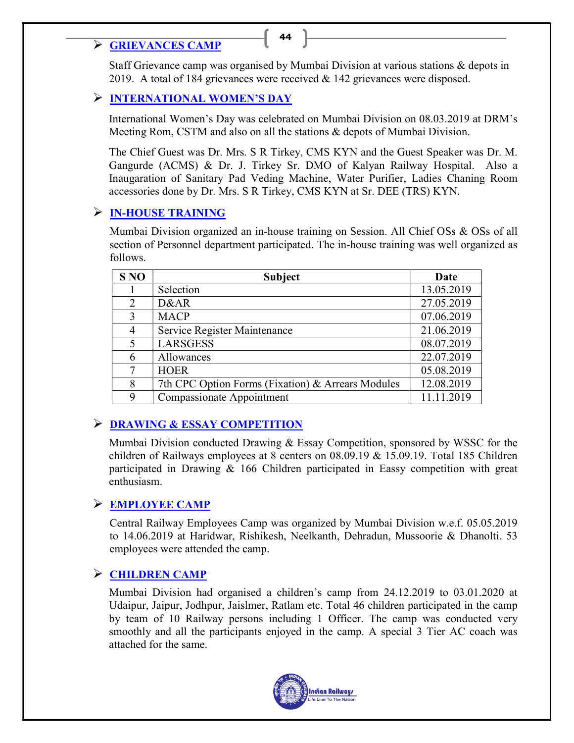## ➢ GRIEVANCES CAMP

Staff Grievance camp was organised by Mumbai Division at various stations & depots in 2019. A total of 184 grievances were received & 142 grievances were disposed.

## ➢ INTERNATIONAL WOMEN'S DAY

International Women's Day was celebrated on Mumbai Division on 08.03.2019 at DRM's Meeting Rom, CSTM and also on all the stations & depots of Mumbai Division.

The Chief Guest was Dr. Mrs. S R Tirkey, CMS KYN and the Guest Speaker was Dr. M. Gangurde (ACMS) & Dr. J. Tirkey Sr. DMO of Kalyan Railway Hospital. Also a Inaugaration of Sanitary Pad Veding Machine, Water Purifier, Ladies Chaning Room accessories done by Dr. Mrs. S R Tirkey, CMS KYN at Sr. DEE (TRS) KYN.

## ➢ IN-HOUSE TRAINING

Mumbai Division organized an in-house training on Session. All Chief OSs & OSs of all section of Personnel department participated. The in-house training was well organized as follows.

| S NO | Subject | Date |
|---|---|---|
| 1 | Selection | 13.05.2019 |
| 2 | D&AR | 27.05.2019 |
| 3 | MACP | 07.06.2019 |
| 4 | Service Register Maintenance | 21.06.2019 |
| 5 | LARSGESS | 08.07.2019 |
| 6 | Allowances | 22.07.2019 |
| 7 | HOER | 05.08.2019 |
| 8 | 7th CPC Option Forms (Fixation) & Arrears Modules | 12.08.2019 |
| 9 | Compassionate Appointment | 11.11.2019 |

## ➢ DRAWING & ESSAY COMPETITION

Mumbai Division conducted Drawing & Essay Competition, sponsored by WSSC for the children of Railways employees at 8 centers on 08.09.19 & 15.09.19. Total 185 Children participated in Drawing & 166 Children participated in Eassy competition with great enthusiasm.

## ➢ EMPLOYEE CAMP

Central Railway Employees Camp was organized by Mumbai Division w.e.f. 05.05.2019 to 14.06.2019 at Haridwar, Rishikesh, Neelkanth, Dehradun, Mussoorie & Dhanolti. 53 employees were attended the camp.

## ➢ CHILDREN CAMP

Mumbai Division had organised a children's camp from 24.12.2019 to 03.01.2020 at Udaipur, Jaipur, Jodhpur, Jaislmer, Ratlam etc. Total 46 children participated in the camp by team of 10 Railway persons including 1 Officer. The camp was conducted very smoothly and all the participants enjoyed in the camp. A special 3 Tier AC coach was attached for the same.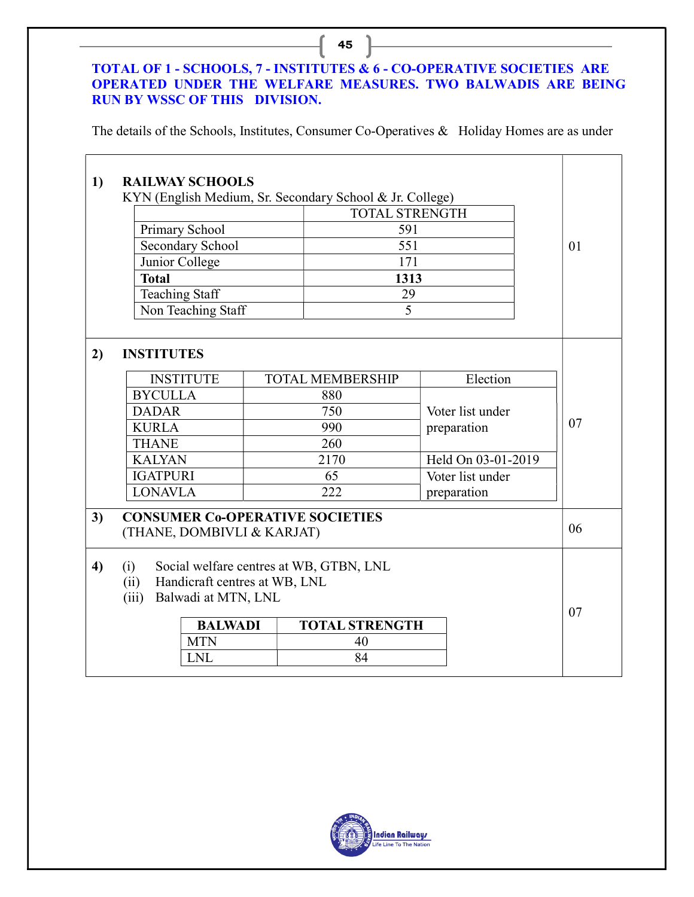**TOTAL OF 1 - SCHOOLS, 7 - INSTITUTES & 6 - CO-OPERATIVE SOCIETIES ARE OPERATED UNDER THE WELFARE MEASURES. TWO BALWADIS ARE BEING RUN BY WSSC OF THIS DIVISION.**

The details of the Schools, Institutes, Consumer Co-Operatives & Holiday Homes are as under

**1) RAILWAY SCHOOLS** — 01

KYN (English Medium, Sr. Secondary School & Jr. College)

| | TOTAL STRENGTH |
|---|---|
| Primary School | 591 |
| Secondary School | 551 |
| Junior College | 171 |
| **Total** | **1313** |
| Teaching Staff | 29 |
| Non Teaching Staff | 5 |

**2) INSTITUTES** — 07

| INSTITUTE | TOTAL MEMBERSHIP | Election |
|---|---|---|
| BYCULLA | 880 | Voter list under preparation |
| DADAR | 750 | |
| KURLA | 990 | |
| THANE | 260 | |
| KALYAN | 2170 | Held On 03-01-2019 |
| IGATPURI | 65 | Voter list under preparation |
| LONAVLA | 222 | |

**3) CONSUMER Co-OPERATIVE SOCIETIES** — 06

(THANE, DOMBIVLI & KARJAT)

**4)** — 07

(i) Social welfare centres at WB, GTBN, LNL
(ii) Handicraft centres at WB, LNL
(iii) Balwadi at MTN, LNL

| BALWADI | TOTAL STRENGTH |
|---|---|
| MTN | 40 |
| LNL | 84 |